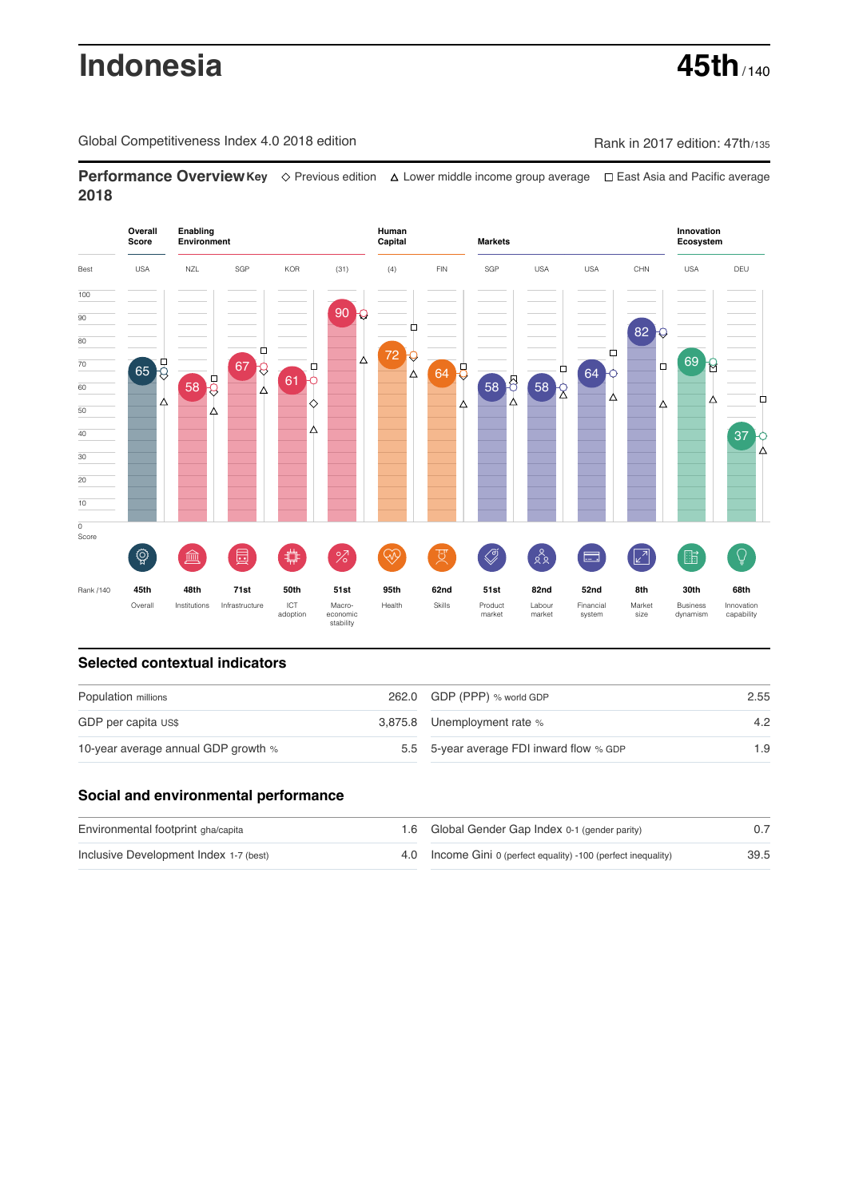# Indonesia

**45th** / 140

Global Competitiveness Index 4.0 2018 edition

Rank in 2017 edition: 47th/135

## Performance Overview 2018

Key ◇ Previous edition △ Lower middle income group average □ East Asia and Pacific average

| | Overall Score | Enabling Environment | | | | Human Capital | | Markets | | | | Innovation Ecosystem | |
|---|---|---|---|---|---|---|---|---|---|---|---|---|---|
| Best | USA | NZL | SGP | KOR | (31) | (4) | FIN | SGP | USA | USA | CHN | USA | DEU |
| Score | 65 | 58 | 67 | 61 | 90 | 72 | 64 | 58 | 58 | 64 | 82 | 69 | 37 |
| Rank /140 | 45th | 48th | 71st | 50th | 51st | 95th | 62nd | 51st | 82nd | 52nd | 8th | 30th | 68th |
| | Overall | Institutions | Infrastructure | ICT adoption | Macro-economic stability | Health | Skills | Product market | Labour market | Financial system | Market size | Business dynamism | Innovation capability |

## Selected contextual indicators

| | | | |
|---|---|---|---|
| Population millions | 262.0 | GDP (PPP) % world GDP | 2.55 |
| GDP per capita US$ | 3,875.8 | Unemployment rate % | 4.2 |
| 10-year average annual GDP growth % | 5.5 | 5-year average FDI inward flow % GDP | 1.9 |

## Social and environmental performance

| | | | |
|---|---|---|---|
| Environmental footprint gha/capita | 1.6 | Global Gender Gap Index 0-1 (gender parity) | 0.7 |
| Inclusive Development Index 1-7 (best) | 4.0 | Income Gini 0 (perfect equality) -100 (perfect inequality) | 39.5 |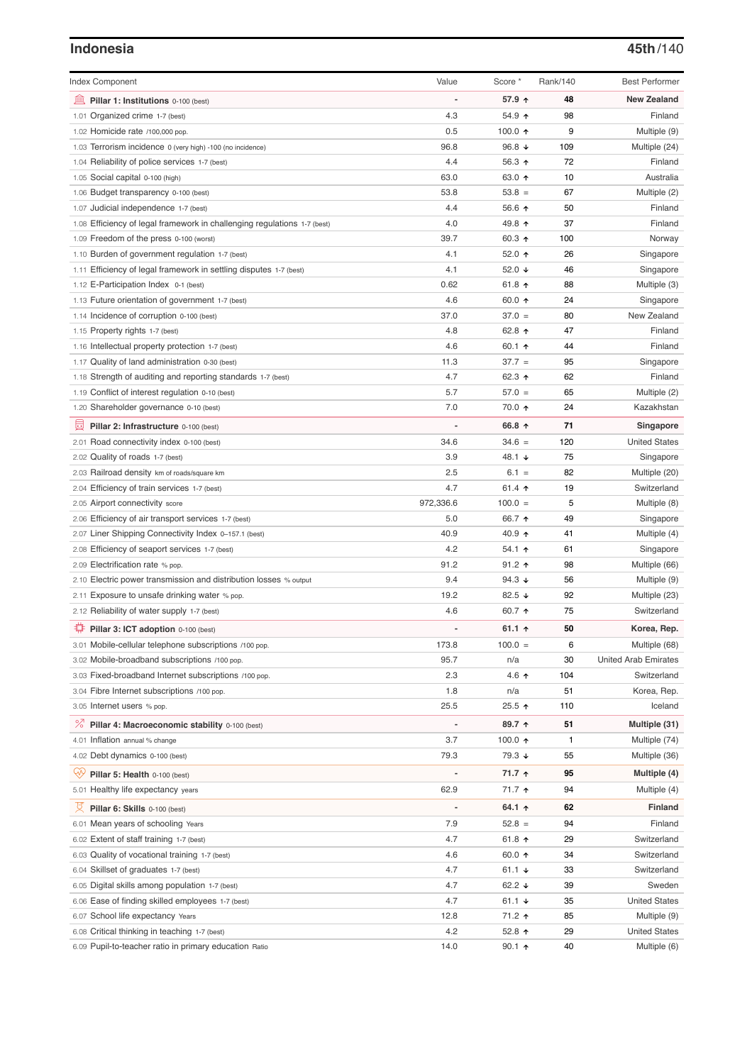## Indonesia

**45th**/140

| Index Component | Value | Score * | Rank/140 | Best Performer |
|---|---|---|---|---|
| **Pillar 1: Institutions** 0-100 (best) | - | **57.9 ↑** | **48** | **New Zealand** |
| 1.01 Organized crime 1-7 (best) | 4.3 | 54.9 ↑ | 98 | Finland |
| 1.02 Homicide rate /100,000 pop. | 0.5 | 100.0 ↑ | 9 | Multiple (9) |
| 1.03 Terrorism incidence 0 (very high) -100 (no incidence) | 96.8 | 96.8 ↓ | 109 | Multiple (24) |
| 1.04 Reliability of police services 1-7 (best) | 4.4 | 56.3 ↑ | 72 | Finland |
| 1.05 Social capital 0-100 (high) | 63.0 | 63.0 ↑ | 10 | Australia |
| 1.06 Budget transparency 0-100 (best) | 53.8 | 53.8 = | 67 | Multiple (2) |
| 1.07 Judicial independence 1-7 (best) | 4.4 | 56.6 ↑ | 50 | Finland |
| 1.08 Efficiency of legal framework in challenging regulations 1-7 (best) | 4.0 | 49.8 ↑ | 37 | Finland |
| 1.09 Freedom of the press 0-100 (worst) | 39.7 | 60.3 ↑ | 100 | Norway |
| 1.10 Burden of government regulation 1-7 (best) | 4.1 | 52.0 ↑ | 26 | Singapore |
| 1.11 Efficiency of legal framework in settling disputes 1-7 (best) | 4.1 | 52.0 ↓ | 46 | Singapore |
| 1.12 E-Participation Index 0-1 (best) | 0.62 | 61.8 ↑ | 88 | Multiple (3) |
| 1.13 Future orientation of government 1-7 (best) | 4.6 | 60.0 ↑ | 24 | Singapore |
| 1.14 Incidence of corruption 0-100 (best) | 37.0 | 37.0 = | 80 | New Zealand |
| 1.15 Property rights 1-7 (best) | 4.8 | 62.8 ↑ | 47 | Finland |
| 1.16 Intellectual property protection 1-7 (best) | 4.6 | 60.1 ↑ | 44 | Finland |
| 1.17 Quality of land administration 0-30 (best) | 11.3 | 37.7 = | 95 | Singapore |
| 1.18 Strength of auditing and reporting standards 1-7 (best) | 4.7 | 62.3 ↑ | 62 | Finland |
| 1.19 Conflict of interest regulation 0-10 (best) | 5.7 | 57.0 = | 65 | Multiple (2) |
| 1.20 Shareholder governance 0-10 (best) | 7.0 | 70.0 ↑ | 24 | Kazakhstan |
| **Pillar 2: Infrastructure** 0-100 (best) | - | **66.8 ↑** | **71** | **Singapore** |
| 2.01 Road connectivity index 0-100 (best) | 34.6 | 34.6 = | 120 | United States |
| 2.02 Quality of roads 1-7 (best) | 3.9 | 48.1 ↓ | 75 | Singapore |
| 2.03 Railroad density km of roads/square km | 2.5 | 6.1 = | 82 | Multiple (20) |
| 2.04 Efficiency of train services 1-7 (best) | 4.7 | 61.4 ↑ | 19 | Switzerland |
| 2.05 Airport connectivity score | 972,336.6 | 100.0 = | 5 | Multiple (8) |
| 2.06 Efficiency of air transport services 1-7 (best) | 5.0 | 66.7 ↑ | 49 | Singapore |
| 2.07 Liner Shipping Connectivity Index 0–157.1 (best) | 40.9 | 40.9 ↑ | 41 | Multiple (4) |
| 2.08 Efficiency of seaport services 1-7 (best) | 4.2 | 54.1 ↑ | 61 | Singapore |
| 2.09 Electrification rate % pop. | 91.2 | 91.2 ↑ | 98 | Multiple (66) |
| 2.10 Electric power transmission and distribution losses % output | 9.4 | 94.3 ↓ | 56 | Multiple (9) |
| 2.11 Exposure to unsafe drinking water % pop. | 19.2 | 82.5 ↓ | 92 | Multiple (23) |
| 2.12 Reliability of water supply 1-7 (best) | 4.6 | 60.7 ↑ | 75 | Switzerland |
| **Pillar 3: ICT adoption** 0-100 (best) | - | **61.1 ↑** | **50** | **Korea, Rep.** |
| 3.01 Mobile-cellular telephone subscriptions /100 pop. | 173.8 | 100.0 = | 6 | Multiple (68) |
| 3.02 Mobile-broadband subscriptions /100 pop. | 95.7 | n/a | 30 | United Arab Emirates |
| 3.03 Fixed-broadband Internet subscriptions /100 pop. | 2.3 | 4.6 ↑ | 104 | Switzerland |
| 3.04 Fibre Internet subscriptions /100 pop. | 1.8 | n/a | 51 | Korea, Rep. |
| 3.05 Internet users % pop. | 25.5 | 25.5 ↑ | 110 | Iceland |
| **Pillar 4: Macroeconomic stability** 0-100 (best) | - | **89.7 ↑** | **51** | **Multiple (31)** |
| 4.01 Inflation annual % change | 3.7 | 100.0 ↑ | 1 | Multiple (74) |
| 4.02 Debt dynamics 0-100 (best) | 79.3 | 79.3 ↓ | 55 | Multiple (36) |
| **Pillar 5: Health** 0-100 (best) | - | **71.7 ↑** | **95** | **Multiple (4)** |
| 5.01 Healthy life expectancy years | 62.9 | 71.7 ↑ | 94 | Multiple (4) |
| **Pillar 6: Skills** 0-100 (best) | - | **64.1 ↑** | **62** | **Finland** |
| 6.01 Mean years of schooling Years | 7.9 | 52.8 = | 94 | Finland |
| 6.02 Extent of staff training 1-7 (best) | 4.7 | 61.8 ↑ | 29 | Switzerland |
| 6.03 Quality of vocational training 1-7 (best) | 4.6 | 60.0 ↑ | 34 | Switzerland |
| 6.04 Skillset of graduates 1-7 (best) | 4.7 | 61.1 ↓ | 33 | Switzerland |
| 6.05 Digital skills among population 1-7 (best) | 4.7 | 62.2 ↓ | 39 | Sweden |
| 6.06 Ease of finding skilled employees 1-7 (best) | 4.7 | 61.1 ↓ | 35 | United States |
| 6.07 School life expectancy Years | 12.8 | 71.2 ↑ | 85 | Multiple (9) |
| 6.08 Critical thinking in teaching 1-7 (best) | 4.2 | 52.8 ↑ | 29 | United States |
| 6.09 Pupil-to-teacher ratio in primary education Ratio | 14.0 | 90.1 ↑ | 40 | Multiple (6) |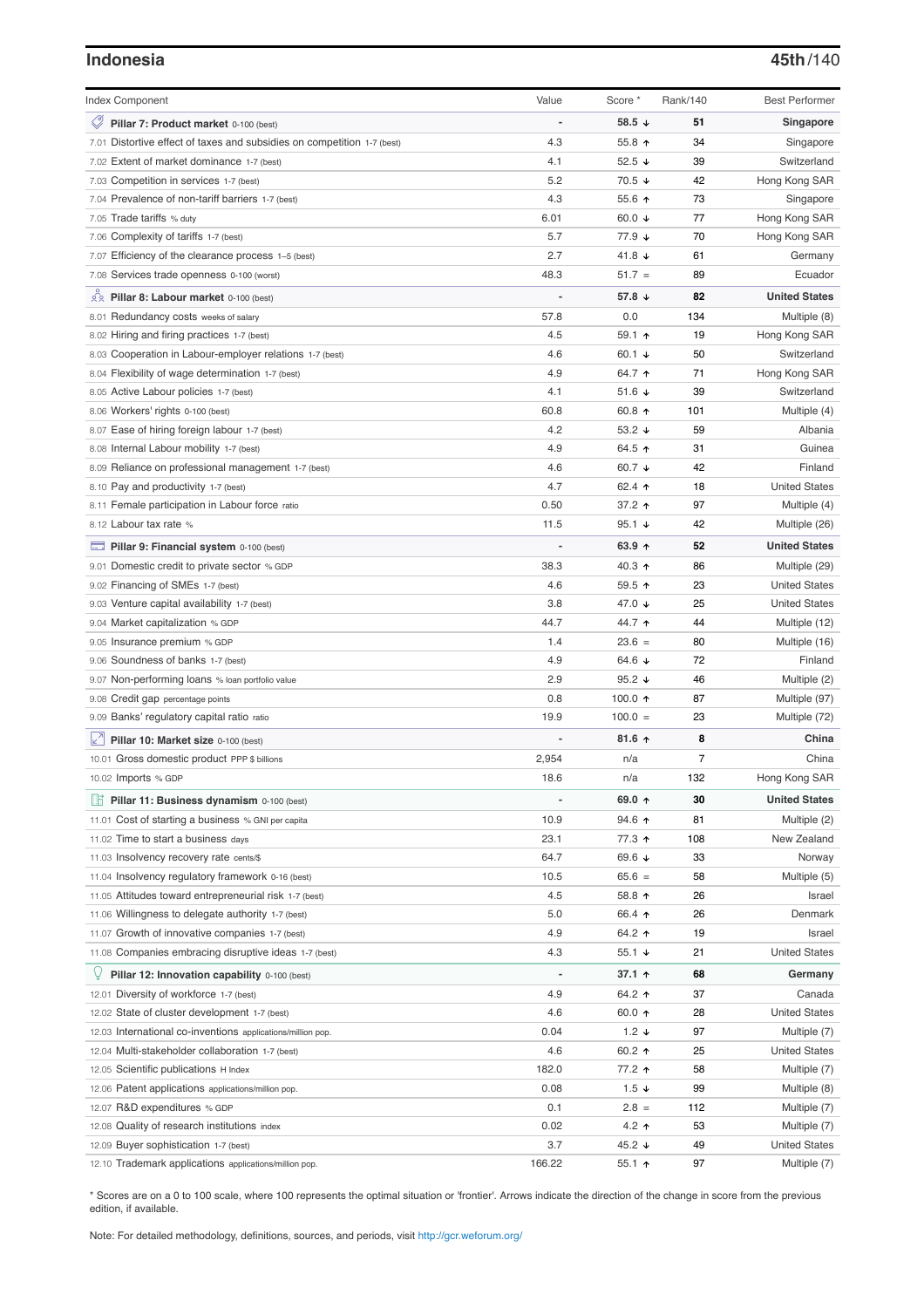## Indonesia

**45th**/140

| Index Component | Value | Score * | Rank/140 | Best Performer |
|---|---|---|---|---|
| **Pillar 7: Product market** 0-100 (best) | - | **58.5 ↓** | **51** | **Singapore** |
| 7.01 Distortive effect of taxes and subsidies on competition 1-7 (best) | 4.3 | 55.8 ↑ | 34 | Singapore |
| 7.02 Extent of market dominance 1-7 (best) | 4.1 | 52.5 ↓ | 39 | Switzerland |
| 7.03 Competition in services 1-7 (best) | 5.2 | 70.5 ↓ | 42 | Hong Kong SAR |
| 7.04 Prevalence of non-tariff barriers 1-7 (best) | 4.3 | 55.6 ↑ | 73 | Singapore |
| 7.05 Trade tariffs % duty | 6.01 | 60.0 ↓ | 77 | Hong Kong SAR |
| 7.06 Complexity of tariffs 1-7 (best) | 5.7 | 77.9 ↓ | 70 | Hong Kong SAR |
| 7.07 Efficiency of the clearance process 1–5 (best) | 2.7 | 41.8 ↓ | 61 | Germany |
| 7.08 Services trade openness 0-100 (worst) | 48.3 | 51.7 = | 89 | Ecuador |
| **Pillar 8: Labour market** 0-100 (best) | - | **57.8 ↓** | **82** | **United States** |
| 8.01 Redundancy costs weeks of salary | 57.8 | 0.0 | 134 | Multiple (8) |
| 8.02 Hiring and firing practices 1-7 (best) | 4.5 | 59.1 ↑ | 19 | Hong Kong SAR |
| 8.03 Cooperation in Labour-employer relations 1-7 (best) | 4.6 | 60.1 ↓ | 50 | Switzerland |
| 8.04 Flexibility of wage determination 1-7 (best) | 4.9 | 64.7 ↑ | 71 | Hong Kong SAR |
| 8.05 Active Labour policies 1-7 (best) | 4.1 | 51.6 ↓ | 39 | Switzerland |
| 8.06 Workers' rights 0-100 (best) | 60.8 | 60.8 ↑ | 101 | Multiple (4) |
| 8.07 Ease of hiring foreign labour 1-7 (best) | 4.2 | 53.2 ↓ | 59 | Albania |
| 8.08 Internal Labour mobility 1-7 (best) | 4.9 | 64.5 ↑ | 31 | Guinea |
| 8.09 Reliance on professional management 1-7 (best) | 4.6 | 60.7 ↓ | 42 | Finland |
| 8.10 Pay and productivity 1-7 (best) | 4.7 | 62.4 ↑ | 18 | United States |
| 8.11 Female participation in Labour force ratio | 0.50 | 37.2 ↑ | 97 | Multiple (4) |
| 8.12 Labour tax rate % | 11.5 | 95.1 ↓ | 42 | Multiple (26) |
| **Pillar 9: Financial system** 0-100 (best) | - | **63.9 ↑** | **52** | **United States** |
| 9.01 Domestic credit to private sector % GDP | 38.3 | 40.3 ↑ | 86 | Multiple (29) |
| 9.02 Financing of SMEs 1-7 (best) | 4.6 | 59.5 ↑ | 23 | United States |
| 9.03 Venture capital availability 1-7 (best) | 3.8 | 47.0 ↓ | 25 | United States |
| 9.04 Market capitalization % GDP | 44.7 | 44.7 ↑ | 44 | Multiple (12) |
| 9.05 Insurance premium % GDP | 1.4 | 23.6 = | 80 | Multiple (16) |
| 9.06 Soundness of banks 1-7 (best) | 4.9 | 64.6 ↓ | 72 | Finland |
| 9.07 Non-performing loans % loan portfolio value | 2.9 | 95.2 ↓ | 46 | Multiple (2) |
| 9.08 Credit gap percentage points | 0.8 | 100.0 ↑ | 87 | Multiple (97) |
| 9.09 Banks' regulatory capital ratio ratio | 19.9 | 100.0 = | 23 | Multiple (72) |
| **Pillar 10: Market size** 0-100 (best) | - | **81.6 ↑** | **8** | **China** |
| 10.01 Gross domestic product PPP $ billions | 2,954 | n/a | 7 | China |
| 10.02 Imports % GDP | 18.6 | n/a | 132 | Hong Kong SAR |
| **Pillar 11: Business dynamism** 0-100 (best) | - | **69.0 ↑** | **30** | **United States** |
| 11.01 Cost of starting a business % GNI per capita | 10.9 | 94.6 ↑ | 81 | Multiple (2) |
| 11.02 Time to start a business days | 23.1 | 77.3 ↑ | 108 | New Zealand |
| 11.03 Insolvency recovery rate cents/$ | 64.7 | 69.6 ↓ | 33 | Norway |
| 11.04 Insolvency regulatory framework 0-16 (best) | 10.5 | 65.6 = | 58 | Multiple (5) |
| 11.05 Attitudes toward entrepreneurial risk 1-7 (best) | 4.5 | 58.8 ↑ | 26 | Israel |
| 11.06 Willingness to delegate authority 1-7 (best) | 5.0 | 66.4 ↑ | 26 | Denmark |
| 11.07 Growth of innovative companies 1-7 (best) | 4.9 | 64.2 ↑ | 19 | Israel |
| 11.08 Companies embracing disruptive ideas 1-7 (best) | 4.3 | 55.1 ↓ | 21 | United States |
| **Pillar 12: Innovation capability** 0-100 (best) | - | **37.1 ↑** | **68** | **Germany** |
| 12.01 Diversity of workforce 1-7 (best) | 4.9 | 64.2 ↑ | 37 | Canada |
| 12.02 State of cluster development 1-7 (best) | 4.6 | 60.0 ↑ | 28 | United States |
| 12.03 International co-inventions applications/million pop. | 0.04 | 1.2 ↓ | 97 | Multiple (7) |
| 12.04 Multi-stakeholder collaboration 1-7 (best) | 4.6 | 60.2 ↑ | 25 | United States |
| 12.05 Scientific publications H Index | 182.0 | 77.2 ↑ | 58 | Multiple (7) |
| 12.06 Patent applications applications/million pop. | 0.08 | 1.5 ↓ | 99 | Multiple (8) |
| 12.07 R&D expenditures % GDP | 0.1 | 2.8 = | 112 | Multiple (7) |
| 12.08 Quality of research institutions index | 0.02 | 4.2 ↑ | 53 | Multiple (7) |
| 12.09 Buyer sophistication 1-7 (best) | 3.7 | 45.2 ↓ | 49 | United States |
| 12.10 Trademark applications applications/million pop. | 166.22 | 55.1 ↑ | 97 | Multiple (7) |

* Scores are on a 0 to 100 scale, where 100 represents the optimal situation or 'frontier'. Arrows indicate the direction of the change in score from the previous edition, if available.

Note: For detailed methodology, definitions, sources, and periods, visit http://gcr.weforum.org/